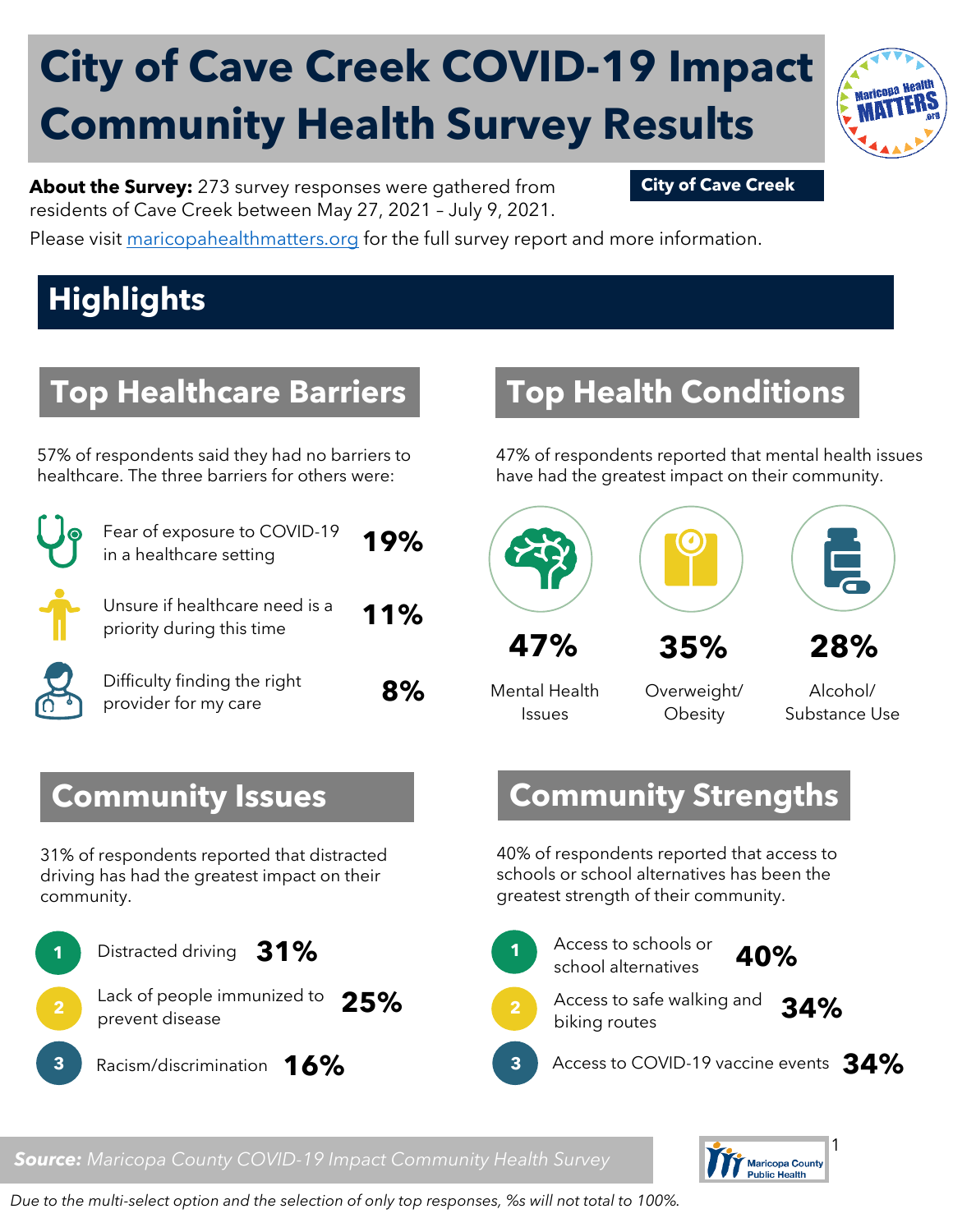# City of Cave Creek COVID-19 Impact Community Health Survey Results

**About the Survey:** 273 survey responses were gathered from residents of Cave Creek between May 27, 2021 – July 9, 2021.

**City of Cave Creek**

Please visit maricopahealthmatters.org for the full survey report and more information.

## Highlights

### Top Healthcare Barriers

57% of respondents said they had no barriers to healthcare. The three barriers for others were:

- Fear of exposure to COVID-19 in a healthcare setting **19%**
- Unsure if healthcare need is a priority during this time **11%**
- Difficulty finding the right provider for my care **8%**

### Top Health Conditions

47% of respondents reported that mental health issues have had the greatest impact on their community.

- **47%** Mental Health Issues
- **35%** Overweight/ Obesity
- **28%** Alcohol/ Substance Use

### Community Issues

31% of respondents reported that distracted driving has had the greatest impact on their community.

1. Distracted driving **31%**
2. Lack of people immunized to prevent disease **25%**
3. Racism/discrimination **16%**

### Community Strengths

40% of respondents reported that access to schools or school alternatives has been the greatest strength of their community.

1. Access to schools or school alternatives **40%**
2. Access to safe walking and biking routes **34%**
3. Access to COVID-19 vaccine events **34%**

***Source:*** *Maricopa County COVID-19 Impact Community Health Survey*

*Due to the multi-select option and the selection of only top responses, %s will not total to 100%.*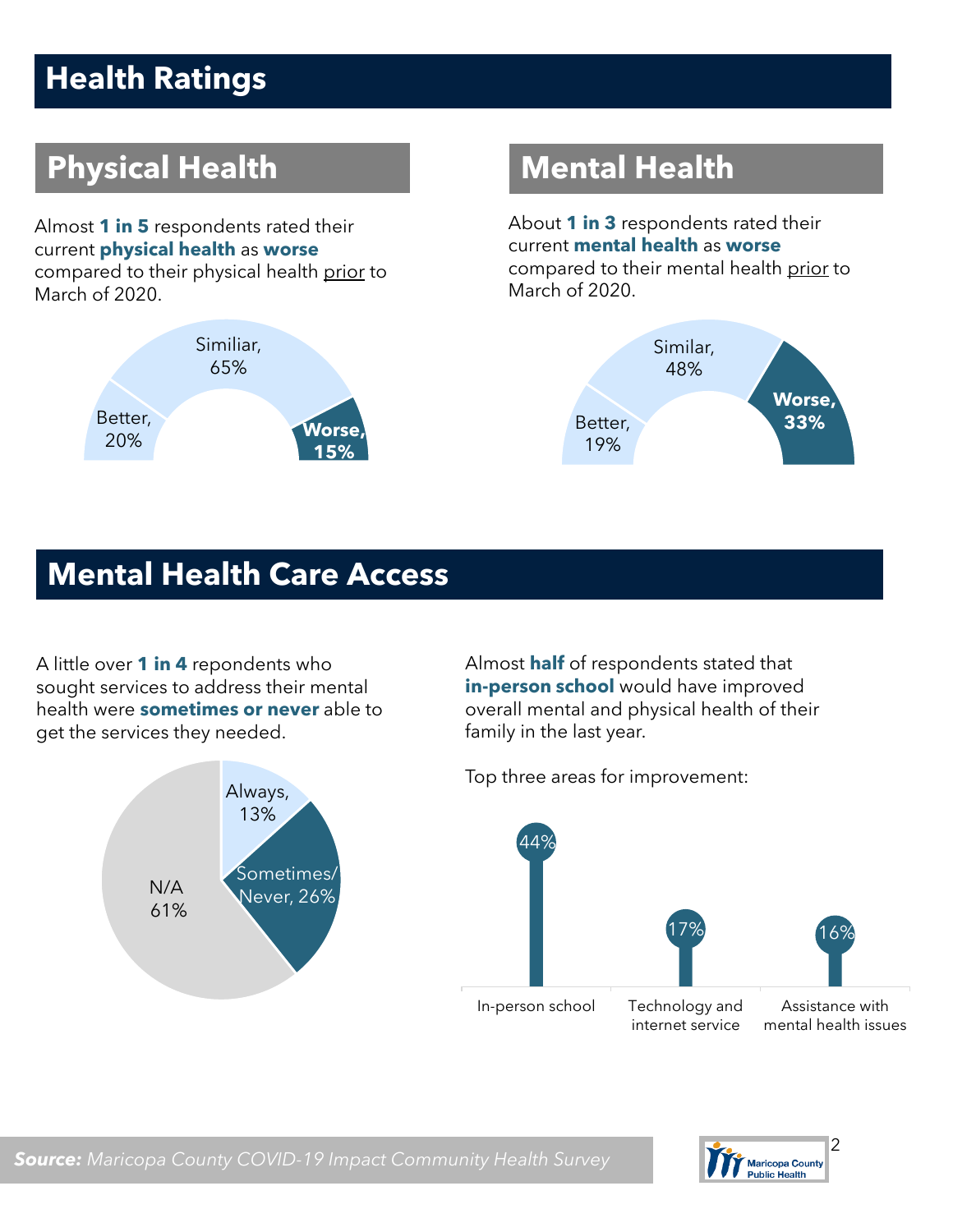# Health Ratings

## Physical Health

Almost **1 in 5** respondents rated their current **physical health** as **worse** compared to their physical health prior to March of 2020.

Better, 20%
Similiar, 65%
**Worse, 15%**

## Mental Health

About **1 in 3** respondents rated their current **mental health** as **worse** compared to their mental health prior to March of 2020.

Better, 19%
Similar, 48%
**Worse, 33%**

# Mental Health Care Access

A little over **1 in 4** repondents who sought services to address their mental health were **sometimes or never** able to get the services they needed.

Always, 13%
Sometimes/Never, 26%
N/A 61%

Almost **half** of respondents stated that **in-person school** would have improved overall mental and physical health of their family in the last year.

Top three areas for improvement:

| Area | Percent |
|---|---|
| In-person school | 44% |
| Technology and internet service | 17% |
| Assistance with mental health issues | 16% |

***Source:*** *Maricopa County COVID-19 Impact Community Health Survey*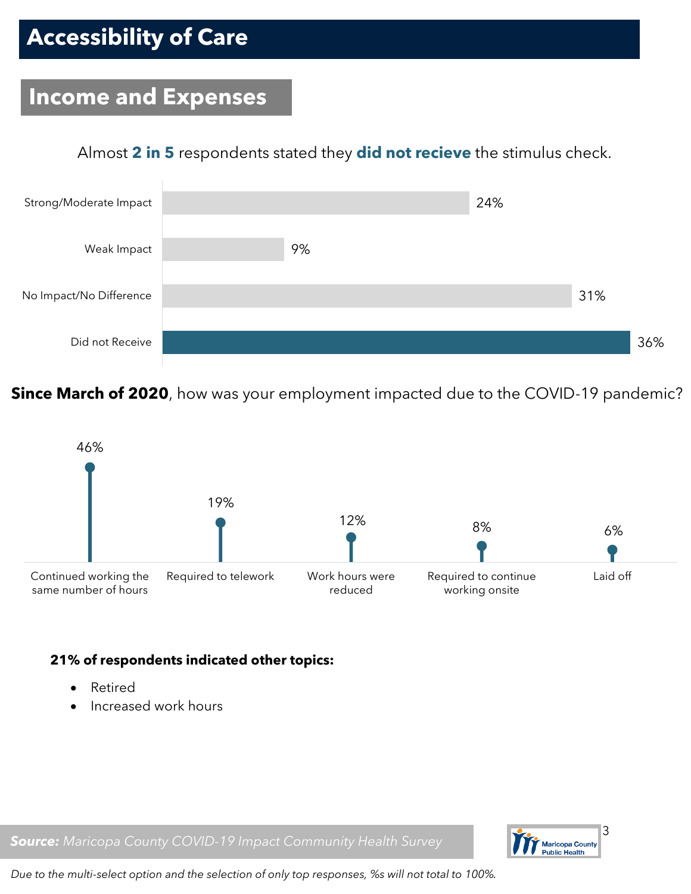# Accessibility of Care

## Income and Expenses

Almost **2 in 5** respondents stated they **did not recieve** the stimulus check.

| Response | % |
|---|---|
| Strong/Moderate Impact | 24% |
| Weak Impact | 9% |
| No Impact/No Difference | 31% |
| Did not Receive | 36% |

**Since March of 2020**, how was your employment impacted due to the COVID-19 pandemic?

| Response | % |
|---|---|
| Continued working the same number of hours | 46% |
| Required to telework | 19% |
| Work hours were reduced | 12% |
| Required to continue working onsite | 8% |
| Laid off | 6% |

**21% of respondents indicated other topics:**

- Retired
- Increased work hours

***Source:*** *Maricopa County COVID-19 Impact Community Health Survey*

*Due to the multi-select option and the selection of only top responses, %s will not total to 100%.*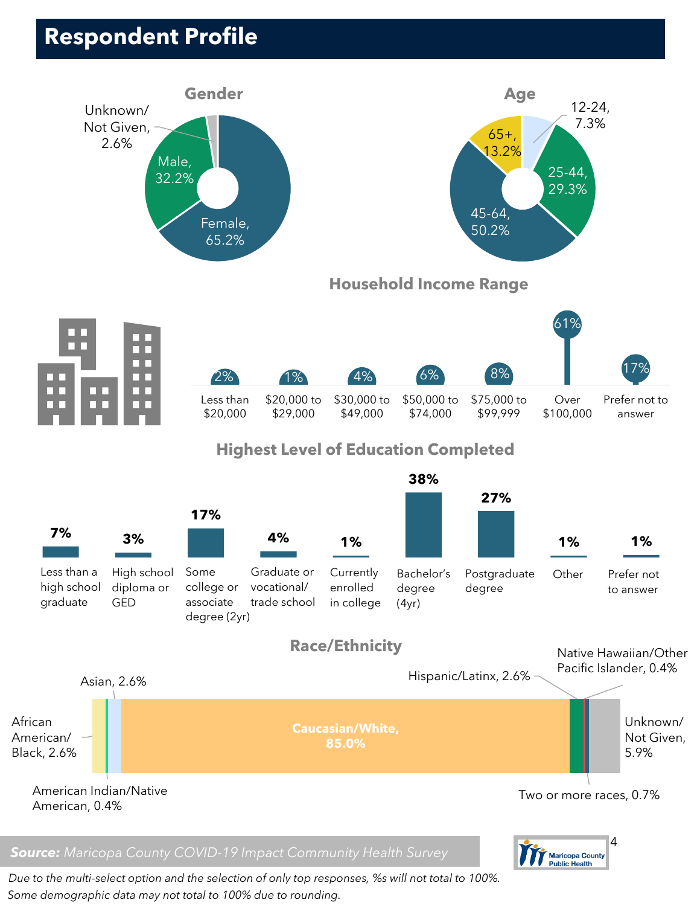# Respondent Profile

## Gender

Unknown/ Not Given, 2.6%

Male, 32.2%

Female, 65.2%

## Age

12-24, 7.3%

25-44, 29.3%

45-64, 50.2%

65+, 13.2%

## Household Income Range

2%
Less than $20,000

1%
$20,000 to $29,000

4%
$30,000 to $49,000

6%
$50,000 to $74,000

8%
$75,000 to $99,999

61%
Over $100,000

17%
Prefer not to answer

## Highest Level of Education Completed

7%
Less than a high school graduate

3%
High school diploma or GED

17%
Some college or associate degree (2yr)

4%
Graduate or vocational/ trade school

1%
Currently enrolled in college

38%
Bachelor's degree (4yr)

27%
Postgraduate degree

1%
Other

1%
Prefer not to answer

## Race/Ethnicity

African American/ Black, 2.6%

American Indian/Native American, 0.4%

Asian, 2.6%

Caucasian/White, 85.0%

Hispanic/Latinx, 2.6%

Native Hawaiian/Other Pacific Islander, 0.4%

Two or more races, 0.7%

Unknown/ Not Given, 5.9%

***Source:*** *Maricopa County COVID-19 Impact Community Health Survey*

*Due to the multi-select option and the selection of only top responses, %s will not total to 100%.*
*Some demographic data may not total to 100% due to rounding.*